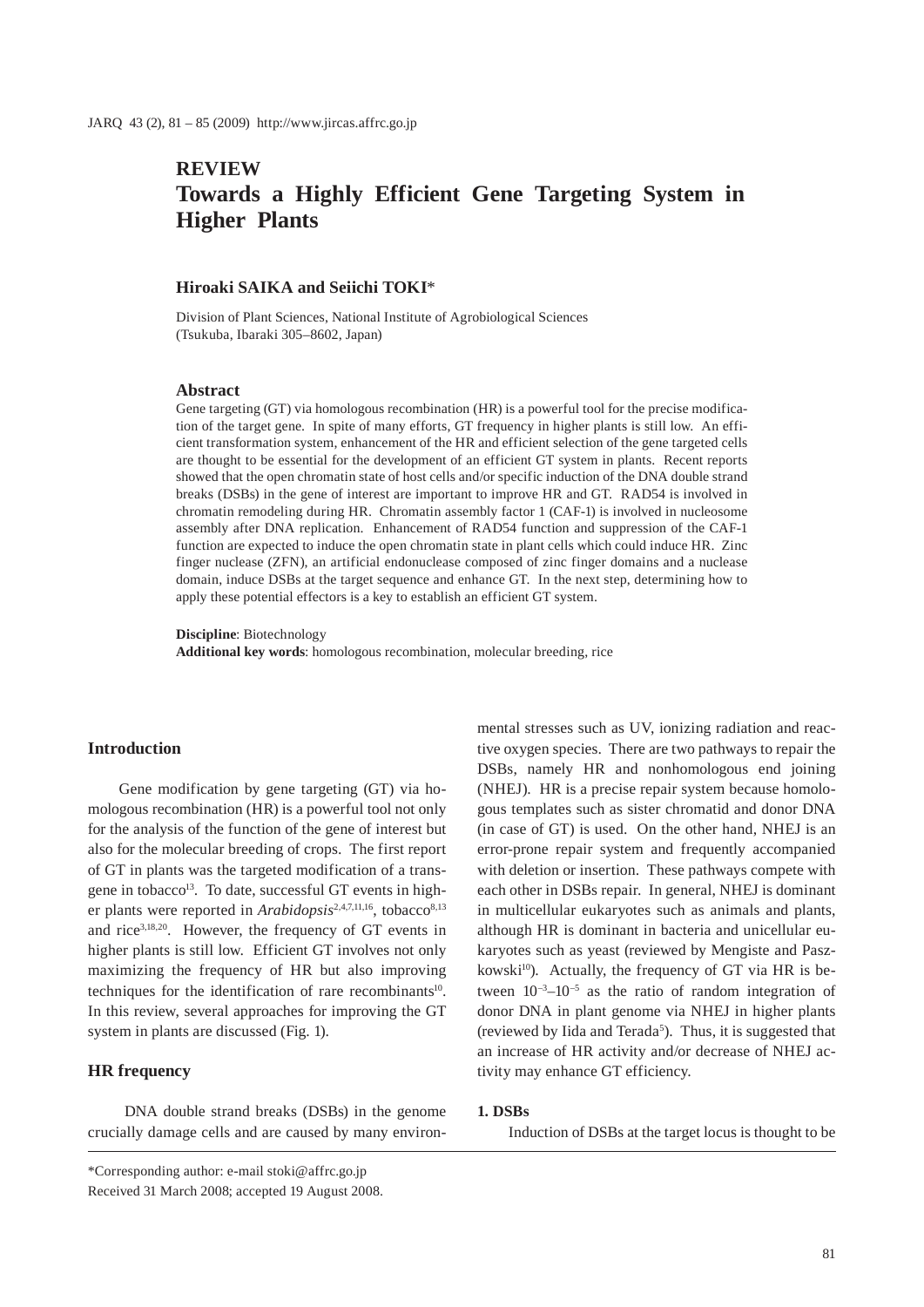# REVIEW
# Towards a Highly Efficient Gene Targeting System in Higher Plants

### Hiroaki SAIKA and Seiichi TOKI*

Division of Plant Sciences, National Institute of Agrobiological Sciences
(Tsukuba, Ibaraki 305–8602, Japan)

### Abstract

Gene targeting (GT) via homologous recombination (HR) is a powerful tool for the precise modification of the target gene. In spite of many efforts, GT frequency in higher plants is still low. An efficient transformation system, enhancement of the HR and efficient selection of the gene targeted cells are thought to be essential for the development of an efficient GT system in plants. Recent reports showed that the open chromatin state of host cells and/or specific induction of the DNA double strand breaks (DSBs) in the gene of interest are important to improve HR and GT. RAD54 is involved in chromatin remodeling during HR. Chromatin assembly factor 1 (CAF-1) is involved in nucleosome assembly after DNA replication. Enhancement of RAD54 function and suppression of the CAF-1 function are expected to induce the open chromatin state in plant cells which could induce HR. Zinc finger nuclease (ZFN), an artificial endonuclease composed of zinc finger domains and a nuclease domain, induce DSBs at the target sequence and enhance GT. In the next step, determining how to apply these potential effectors is a key to establish an efficient GT system.

**Discipline**: Biotechnology
**Additional key words**: homologous recombination, molecular breeding, rice

## Introduction

Gene modification by gene targeting (GT) via homologous recombination (HR) is a powerful tool not only for the analysis of the function of the gene of interest but also for the molecular breeding of crops. The first report of GT in plants was the targeted modification of a transgene in tobacco[13]. To date, successful GT events in higher plants were reported in *Arabidopsis*[2,4,7,11,16], tobacco[8,13] and rice[3,18,20]. However, the frequency of GT events in higher plants is still low. Efficient GT involves not only maximizing the frequency of HR but also improving techniques for the identification of rare recombinants[10]. In this review, several approaches for improving the GT system in plants are discussed (Fig. 1).

## HR frequency

DNA double strand breaks (DSBs) in the genome crucially damage cells and are caused by many environmental stresses such as UV, ionizing radiation and reactive oxygen species. There are two pathways to repair the DSBs, namely HR and nonhomologous end joining (NHEJ). HR is a precise repair system because homologous templates such as sister chromatid and donor DNA (in case of GT) is used. On the other hand, NHEJ is an error-prone repair system and frequently accompanied with deletion or insertion. These pathways compete with each other in DSBs repair. In general, NHEJ is dominant in multicellular eukaryotes such as animals and plants, although HR is dominant in bacteria and unicellular eukaryotes such as yeast (reviewed by Mengiste and Paszkowski[10]). Actually, the frequency of GT via HR is between $10^{-3}$–$10^{-5}$ as the ratio of random integration of donor DNA in plant genome via NHEJ in higher plants (reviewed by Iida and Terada[5]). Thus, it is suggested that an increase of HR activity and/or decrease of NHEJ activity may enhance GT efficiency.

### 1. DSBs

Induction of DSBs at the target locus is thought to be

*Corresponding author: e-mail stoki@affrc.go.jp
Received 31 March 2008; accepted 19 August 2008.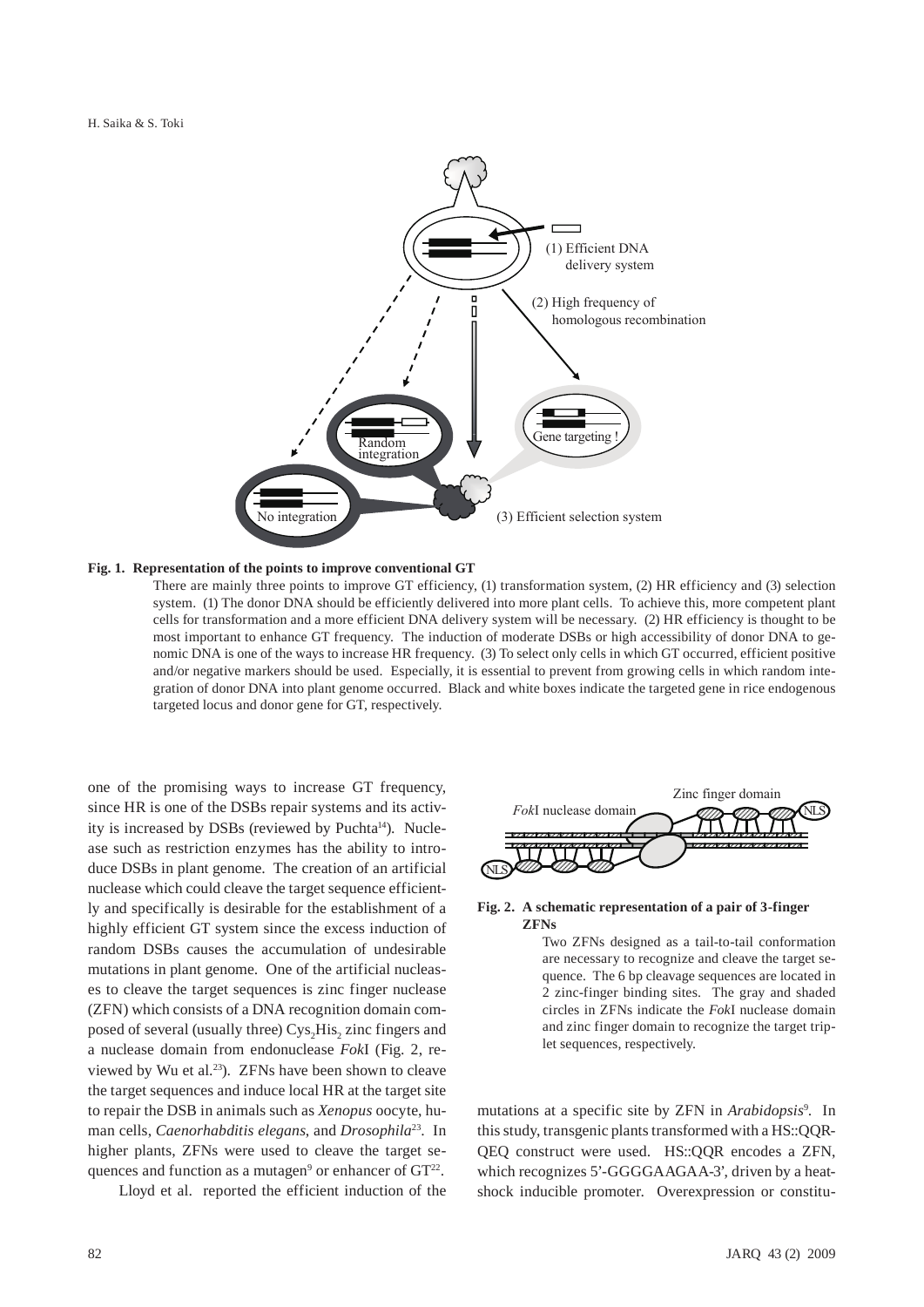**Fig. 1. Representation of the points to improve conventional GT**

There are mainly three points to improve GT efficiency, (1) transformation system, (2) HR efficiency and (3) selection system. (1) The donor DNA should be efficiently delivered into more plant cells. To achieve this, more competent plant cells for transformation and a more efficient DNA delivery system will be necessary. (2) HR efficiency is thought to be most important to enhance GT frequency. The induction of moderate DSBs or high accessibility of donor DNA to genomic DNA is one of the ways to increase HR frequency. (3) To select only cells in which GT occurred, efficient positive and/or negative markers should be used. Especially, it is essential to prevent from growing cells in which random integration of donor DNA into plant genome occurred. Black and white boxes indicate the targeted gene in rice endogenous targeted locus and donor gene for GT, respectively.

one of the promising ways to increase GT frequency, since HR is one of the DSBs repair systems and its activity is increased by DSBs (reviewed by Puchta[14]). Nuclease such as restriction enzymes has the ability to introduce DSBs in plant genome. The creation of an artificial nuclease which could cleave the target sequence efficiently and specifically is desirable for the establishment of a highly efficient GT system since the excess induction of random DSBs causes the accumulation of undesirable mutations in plant genome. One of the artificial nucleases to cleave the target sequences is zinc finger nuclease (ZFN) which consists of a DNA recognition domain composed of several (usually three) $Cys_2His_2$ zinc fingers and a nuclease domain from endonuclease *Fok*I (Fig. 2, reviewed by Wu et al.[23]). ZFNs have been shown to cleave the target sequences and induce local HR at the target site to repair the DSB in animals such as *Xenopus* oocyte, human cells, *Caenorhabditis elegans*, and *Drosophila*[23]. In higher plants, ZFNs were used to cleave the target sequences and function as a mutagen[9] or enhancer of GT[22].

Lloyd et al. reported the efficient induction of the mutations at a specific site by ZFN in *Arabidopsis*[9]. In this study, transgenic plants transformed with a HS::QQR-QEQ construct were used. HS::QQR encodes a ZFN, which recognizes 5'-GGGGAAGAA-3', driven by a heat-shock inducible promoter. Overexpression or constitu-

**Fig. 2. A schematic representation of a pair of 3-finger ZFNs**

Two ZFNs designed as a tail-to-tail conformation are necessary to recognize and cleave the target sequence. The 6 bp cleavage sequences are located in 2 zinc-finger binding sites. The gray and shaded circles in ZFNs indicate the *Fok*I nuclease domain and zinc finger domain to recognize the target triplet sequences, respectively.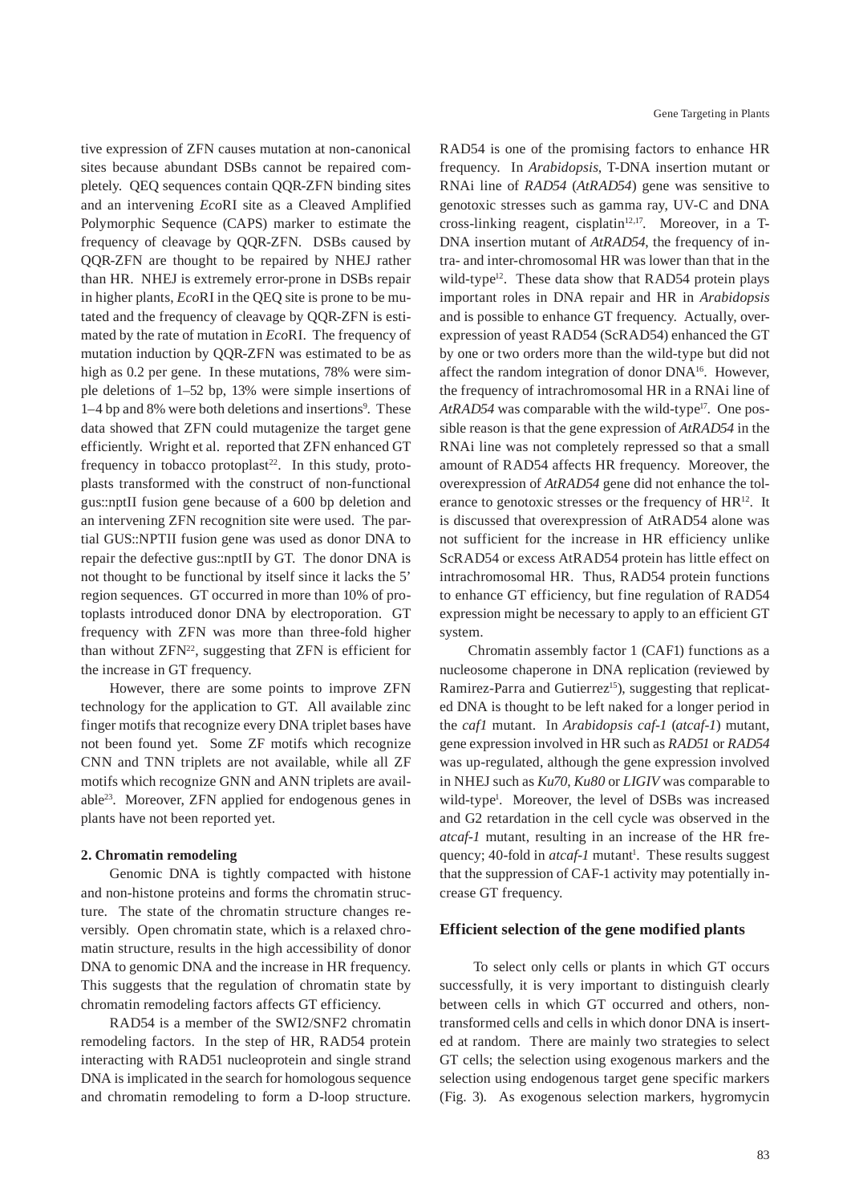tive expression of ZFN causes mutation at non-canonical sites because abundant DSBs cannot be repaired completely. QEQ sequences contain QQR-ZFN binding sites and an intervening *Eco*RI site as a Cleaved Amplified Polymorphic Sequence (CAPS) marker to estimate the frequency of cleavage by QQR-ZFN. DSBs caused by QQR-ZFN are thought to be repaired by NHEJ rather than HR. NHEJ is extremely error-prone in DSBs repair in higher plants, *Eco*RI in the QEQ site is prone to be mutated and the frequency of cleavage by QQR-ZFN is estimated by the rate of mutation in *Eco*RI. The frequency of mutation induction by QQR-ZFN was estimated to be as high as 0.2 per gene. In these mutations, 78% were simple deletions of 1–52 bp, 13% were simple insertions of 1–4 bp and 8% were both deletions and insertions[9]. These data showed that ZFN could mutagenize the target gene efficiently. Wright et al. reported that ZFN enhanced GT frequency in tobacco protoplast[22]. In this study, protoplasts transformed with the construct of non-functional gus::nptII fusion gene because of a 600 bp deletion and an intervening ZFN recognition site were used. The partial GUS::NPTII fusion gene was used as donor DNA to repair the defective gus::nptII by GT. The donor DNA is not thought to be functional by itself since it lacks the 5' region sequences. GT occurred in more than 10% of protoplasts introduced donor DNA by electroporation. GT frequency with ZFN was more than three-fold higher than without ZFN[22], suggesting that ZFN is efficient for the increase in GT frequency.

However, there are some points to improve ZFN technology for the application to GT. All available zinc finger motifs that recognize every DNA triplet bases have not been found yet. Some ZF motifs which recognize CNN and TNN triplets are not available, while all ZF motifs which recognize GNN and ANN triplets are available[23]. Moreover, ZFN applied for endogenous genes in plants have not been reported yet.

**2. Chromatin remodeling**

Genomic DNA is tightly compacted with histone and non-histone proteins and forms the chromatin structure. The state of the chromatin structure changes reversibly. Open chromatin state, which is a relaxed chromatin structure, results in the high accessibility of donor DNA to genomic DNA and the increase in HR frequency. This suggests that the regulation of chromatin state by chromatin remodeling factors affects GT efficiency.

RAD54 is a member of the SWI2/SNF2 chromatin remodeling factors. In the step of HR, RAD54 protein interacting with RAD51 nucleoprotein and single strand DNA is implicated in the search for homologous sequence and chromatin remodeling to form a D-loop structure. RAD54 is one of the promising factors to enhance HR frequency. In *Arabidopsis*, T-DNA insertion mutant or RNAi line of *RAD54* (*AtRAD54*) gene was sensitive to genotoxic stresses such as gamma ray, UV-C and DNA cross-linking reagent, cisplatin[12,17]. Moreover, in a T-DNA insertion mutant of *AtRAD54*, the frequency of intra- and inter-chromosomal HR was lower than that in the wild-type[12]. These data show that RAD54 protein plays important roles in DNA repair and HR in *Arabidopsis* and is possible to enhance GT frequency. Actually, overexpression of yeast RAD54 (ScRAD54) enhanced the GT by one or two orders more than the wild-type but did not affect the random integration of donor DNA[16]. However, the frequency of intrachromosomal HR in a RNAi line of *AtRAD54* was comparable with the wild-type[17]. One possible reason is that the gene expression of *AtRAD54* in the RNAi line was not completely repressed so that a small amount of RAD54 affects HR frequency. Moreover, the overexpression of *AtRAD54* gene did not enhance the tolerance to genotoxic stresses or the frequency of HR[12]. It is discussed that overexpression of AtRAD54 alone was not sufficient for the increase in HR efficiency unlike ScRAD54 or excess AtRAD54 protein has little effect on intrachromosomal HR. Thus, RAD54 protein functions to enhance GT efficiency, but fine regulation of RAD54 expression might be necessary to apply to an efficient GT system.

Chromatin assembly factor 1 (CAF1) functions as a nucleosome chaperone in DNA replication (reviewed by Ramirez-Parra and Gutierrez[15]), suggesting that replicated DNA is thought to be left naked for a longer period in the *caf1* mutant. In *Arabidopsis caf-1* (*atcaf-1*) mutant, gene expression involved in HR such as *RAD51* or *RAD54* was up-regulated, although the gene expression involved in NHEJ such as *Ku70*, *Ku80* or *LIGIV* was comparable to wild-type[1]. Moreover, the level of DSBs was increased and G2 retardation in the cell cycle was observed in the *atcaf-1* mutant, resulting in an increase of the HR frequency; 40-fold in *atcaf-1* mutant[1]. These results suggest that the suppression of CAF-1 activity may potentially increase GT frequency.

## Efficient selection of the gene modified plants

To select only cells or plants in which GT occurs successfully, it is very important to distinguish clearly between cells in which GT occurred and others, non-transformed cells and cells in which donor DNA is inserted at random. There are mainly two strategies to select GT cells; the selection using exogenous markers and the selection using endogenous target gene specific markers (Fig. 3). As exogenous selection markers, hygromycin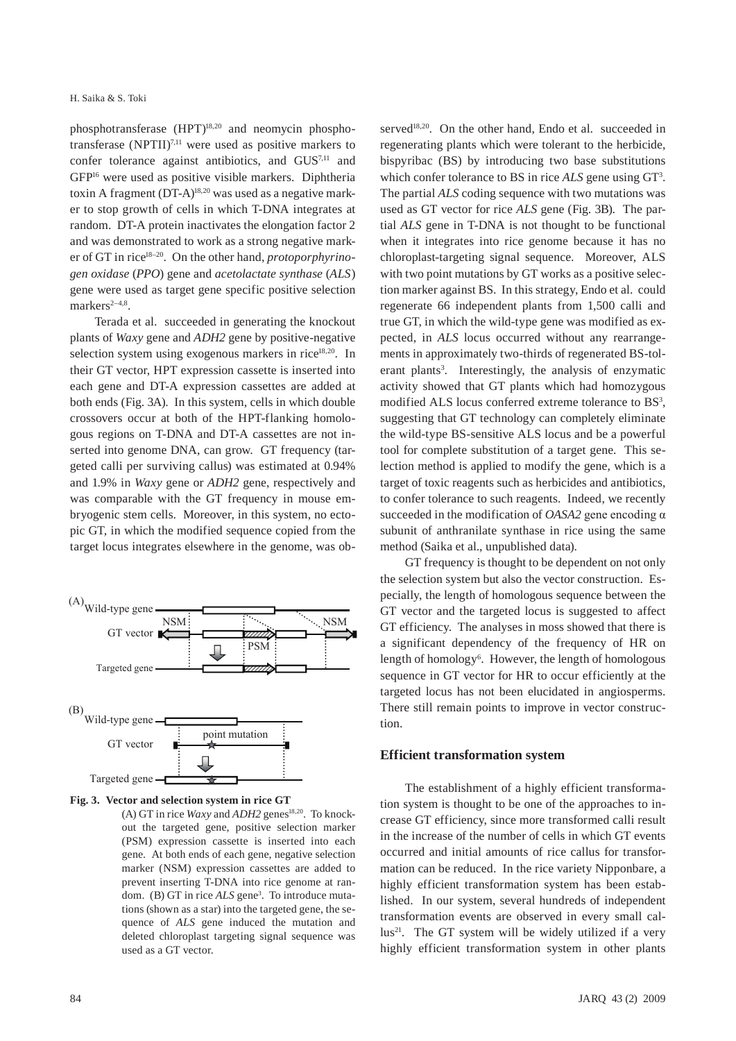phosphotransferase (HPT)[18,20] and neomycin phosphotransferase (NPTII)[7,11] were used as positive markers to confer tolerance against antibiotics, and GUS[7,11] and GFP[16] were used as positive visible markers. Diphtheria toxin A fragment (DT-A)[18,20] was used as a negative marker to stop growth of cells in which T-DNA integrates at random. DT-A protein inactivates the elongation factor 2 and was demonstrated to work as a strong negative marker of GT in rice[18–20]. On the other hand, *protoporphyrinogen oxidase* (*PPO*) gene and *acetolactate synthase* (*ALS*) gene were used as target gene specific positive selection markers[2–4,8].

Terada et al. succeeded in generating the knockout plants of *Waxy* gene and *ADH2* gene by positive-negative selection system using exogenous markers in rice[18,20]. In their GT vector, HPT expression cassette is inserted into each gene and DT-A expression cassettes are added at both ends (Fig. 3A). In this system, cells in which double crossovers occur at both of the HPT-flanking homologous regions on T-DNA and DT-A cassettes are not inserted into genome DNA, can grow. GT frequency (targeted calli per surviving callus) was estimated at 0.94% and 1.9% in *Waxy* gene or *ADH2* gene, respectively and was comparable with the GT frequency in mouse embryogenic stem cells. Moreover, in this system, no ectopic GT, in which the modified sequence copied from the target locus integrates elsewhere in the genome, was observed[18,20]. On the other hand, Endo et al. succeeded in regenerating plants which were tolerant to the herbicide, bispyribac (BS) by introducing two base substitutions which confer tolerance to BS in rice *ALS* gene using GT[3]. The partial *ALS* coding sequence with two mutations was used as GT vector for rice *ALS* gene (Fig. 3B). The partial *ALS* gene in T-DNA is not thought to be functional when it integrates into rice genome because it has no chloroplast-targeting signal sequence. Moreover, ALS with two point mutations by GT works as a positive selection marker against BS. In this strategy, Endo et al. could regenerate 66 independent plants from 1,500 calli and true GT, in which the wild-type gene was modified as expected, in *ALS* locus occurred without any rearrangements in approximately two-thirds of regenerated BS-tolerant plants[3]. Interestingly, the analysis of enzymatic activity showed that GT plants which had homozygous modified ALS locus conferred extreme tolerance to BS[3], suggesting that GT technology can completely eliminate the wild-type BS-sensitive ALS locus and be a powerful tool for complete substitution of a target gene. This selection method is applied to modify the gene, which is a target of toxic reagents such as herbicides and antibiotics, to confer tolerance to such reagents. Indeed, we recently succeeded in the modification of *OASA2* gene encoding α subunit of anthranilate synthase in rice using the same method (Saika et al., unpublished data).

**Fig. 3. Vector and selection system in rice GT**

(A) GT in rice *Waxy* and *ADH2* genes[18,20]. To knockout the targeted gene, positive selection marker (PSM) expression cassette is inserted into each gene. At both ends of each gene, negative selection marker (NSM) expression cassettes are added to prevent inserting T-DNA into rice genome at random. (B) GT in rice *ALS* gene[3]. To introduce mutations (shown as a star) into the targeted gene, the sequence of *ALS* gene induced the mutation and deleted chloroplast targeting signal sequence was used as a GT vector.

GT frequency is thought to be dependent on not only the selection system but also the vector construction. Especially, the length of homologous sequence between the GT vector and the targeted locus is suggested to affect GT efficiency. The analyses in moss showed that there is a significant dependency of the frequency of HR on length of homology[6]. However, the length of homologous sequence in GT vector for HR to occur efficiently at the targeted locus has not been elucidated in angiosperms. There still remain points to improve in vector construction.

## Efficient transformation system

The establishment of a highly efficient transformation system is thought to be one of the approaches to increase GT efficiency, since more transformed calli result in the increase of the number of cells in which GT events occurred and initial amounts of rice callus for transformation can be reduced. In the rice variety Nipponbare, a highly efficient transformation system has been established. In our system, several hundreds of independent transformation events are observed in every small callus[21]. The GT system will be widely utilized if a very highly efficient transformation system in other plants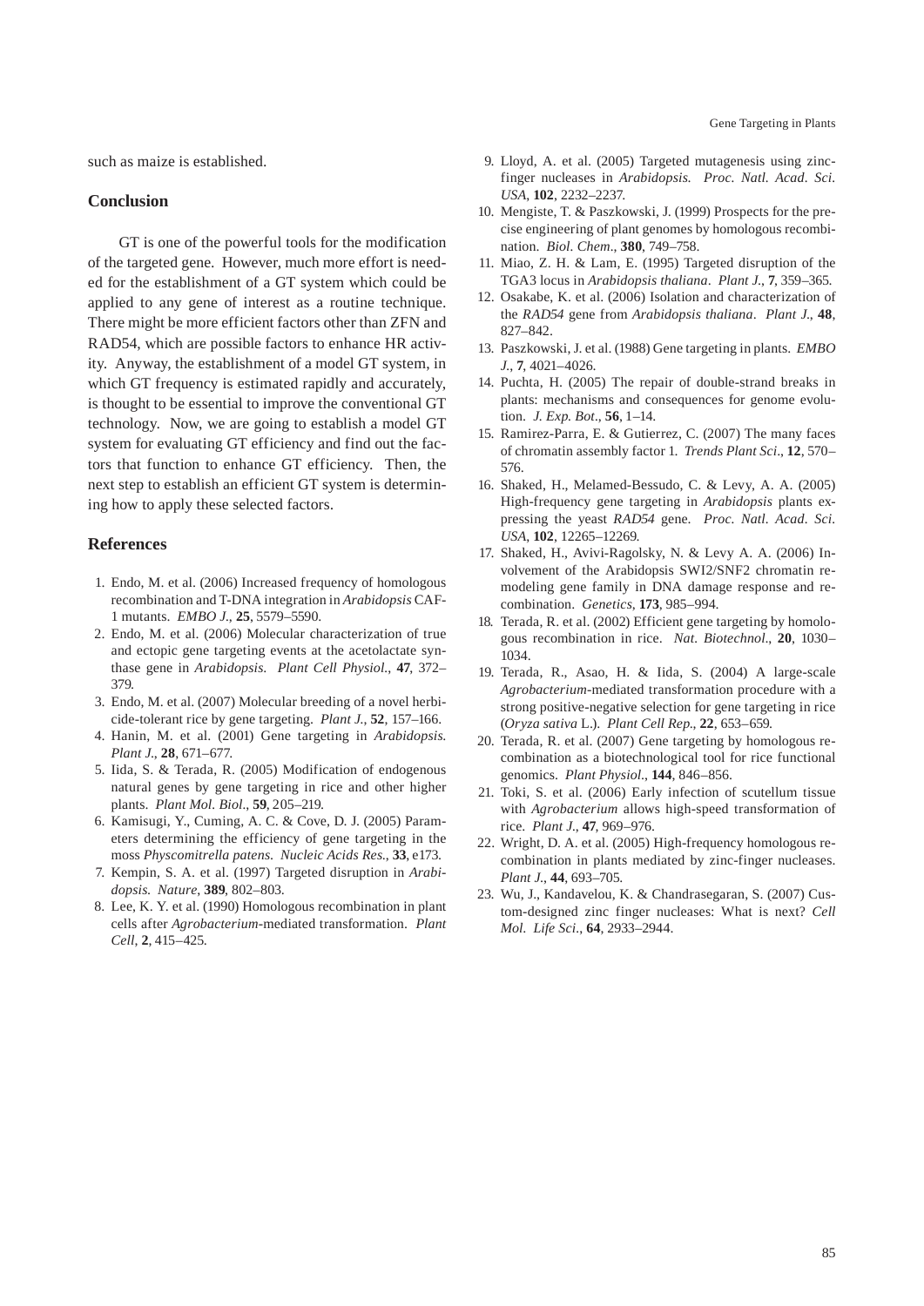such as maize is established.

## Conclusion

GT is one of the powerful tools for the modification of the targeted gene. However, much more effort is needed for the establishment of a GT system which could be applied to any gene of interest as a routine technique. There might be more efficient factors other than ZFN and RAD54, which are possible factors to enhance HR activity. Anyway, the establishment of a model GT system, in which GT frequency is estimated rapidly and accurately, is thought to be essential to improve the conventional GT technology. Now, we are going to establish a model GT system for evaluating GT efficiency and find out the factors that function to enhance GT efficiency. Then, the next step to establish an efficient GT system is determining how to apply these selected factors.

## References

1. Endo, M. et al. (2006) Increased frequency of homologous recombination and T-DNA integration in *Arabidopsis* CAF-1 mutants. *EMBO J.*, **25**, 5579–5590.
2. Endo, M. et al. (2006) Molecular characterization of true and ectopic gene targeting events at the acetolactate synthase gene in *Arabidopsis*. *Plant Cell Physiol.*, **47**, 372–379.
3. Endo, M. et al. (2007) Molecular breeding of a novel herbicide-tolerant rice by gene targeting. *Plant J.*, **52**, 157–166.
4. Hanin, M. et al. (2001) Gene targeting in *Arabidopsis*. *Plant J.*, **28**, 671–677.
5. Iida, S. & Terada, R. (2005) Modification of endogenous natural genes by gene targeting in rice and other higher plants. *Plant Mol. Biol.*, **59**, 205–219.
6. Kamisugi, Y., Cuming, A. C. & Cove, D. J. (2005) Parameters determining the efficiency of gene targeting in the moss *Physcomitrella patens*. *Nucleic Acids Res.*, **33**, e173.
7. Kempin, S. A. et al. (1997) Targeted disruption in *Arabidopsis*. *Nature*, **389**, 802–803.
8. Lee, K. Y. et al. (1990) Homologous recombination in plant cells after *Agrobacterium*-mediated transformation. *Plant Cell*, **2**, 415–425.
9. Lloyd, A. et al. (2005) Targeted mutagenesis using zinc-finger nucleases in *Arabidopsis*. *Proc. Natl. Acad. Sci. USA*, **102**, 2232–2237.
10. Mengiste, T. & Paszkowski, J. (1999) Prospects for the precise engineering of plant genomes by homologous recombination. *Biol. Chem.*, **380**, 749–758.
11. Miao, Z. H. & Lam, E. (1995) Targeted disruption of the TGA3 locus in *Arabidopsis thaliana*. *Plant J.*, **7**, 359–365.
12. Osakabe, K. et al. (2006) Isolation and characterization of the *RAD54* gene from *Arabidopsis thaliana*. *Plant J.*, **48**, 827–842.
13. Paszkowski, J. et al. (1988) Gene targeting in plants. *EMBO J.*, **7**, 4021–4026.
14. Puchta, H. (2005) The repair of double-strand breaks in plants: mechanisms and consequences for genome evolution. *J. Exp. Bot.*, **56**, 1–14.
15. Ramirez-Parra, E. & Gutierrez, C. (2007) The many faces of chromatin assembly factor 1. *Trends Plant Sci.*, **12**, 570–576.
16. Shaked, H., Melamed-Bessudo, C. & Levy, A. A. (2005) High-frequency gene targeting in *Arabidopsis* plants expressing the yeast *RAD54* gene. *Proc. Natl. Acad. Sci. USA*, **102**, 12265–12269.
17. Shaked, H., Avivi-Ragolsky, N. & Levy A. A. (2006) Involvement of the Arabidopsis SWI2/SNF2 chromatin remodeling gene family in DNA damage response and recombination. *Genetics*, **173**, 985–994.
18. Terada, R. et al. (2002) Efficient gene targeting by homologous recombination in rice. *Nat. Biotechnol.*, **20**, 1030–1034.
19. Terada, R., Asao, H. & Iida, S. (2004) A large-scale *Agrobacterium*-mediated transformation procedure with a strong positive-negative selection for gene targeting in rice (*Oryza sativa* L.). *Plant Cell Rep.*, **22**, 653–659.
20. Terada, R. et al. (2007) Gene targeting by homologous recombination as a biotechnological tool for rice functional genomics. *Plant Physiol.*, **144**, 846–856.
21. Toki, S. et al. (2006) Early infection of scutellum tissue with *Agrobacterium* allows high-speed transformation of rice. *Plant J.*, **47**, 969–976.
22. Wright, D. A. et al. (2005) High-frequency homologous recombination in plants mediated by zinc-finger nucleases. *Plant J.*, **44**, 693–705.
23. Wu, J., Kandavelou, K. & Chandrasegaran, S. (2007) Custom-designed zinc finger nucleases: What is next? *Cell Mol. Life Sci.*, **64**, 2933–2944.